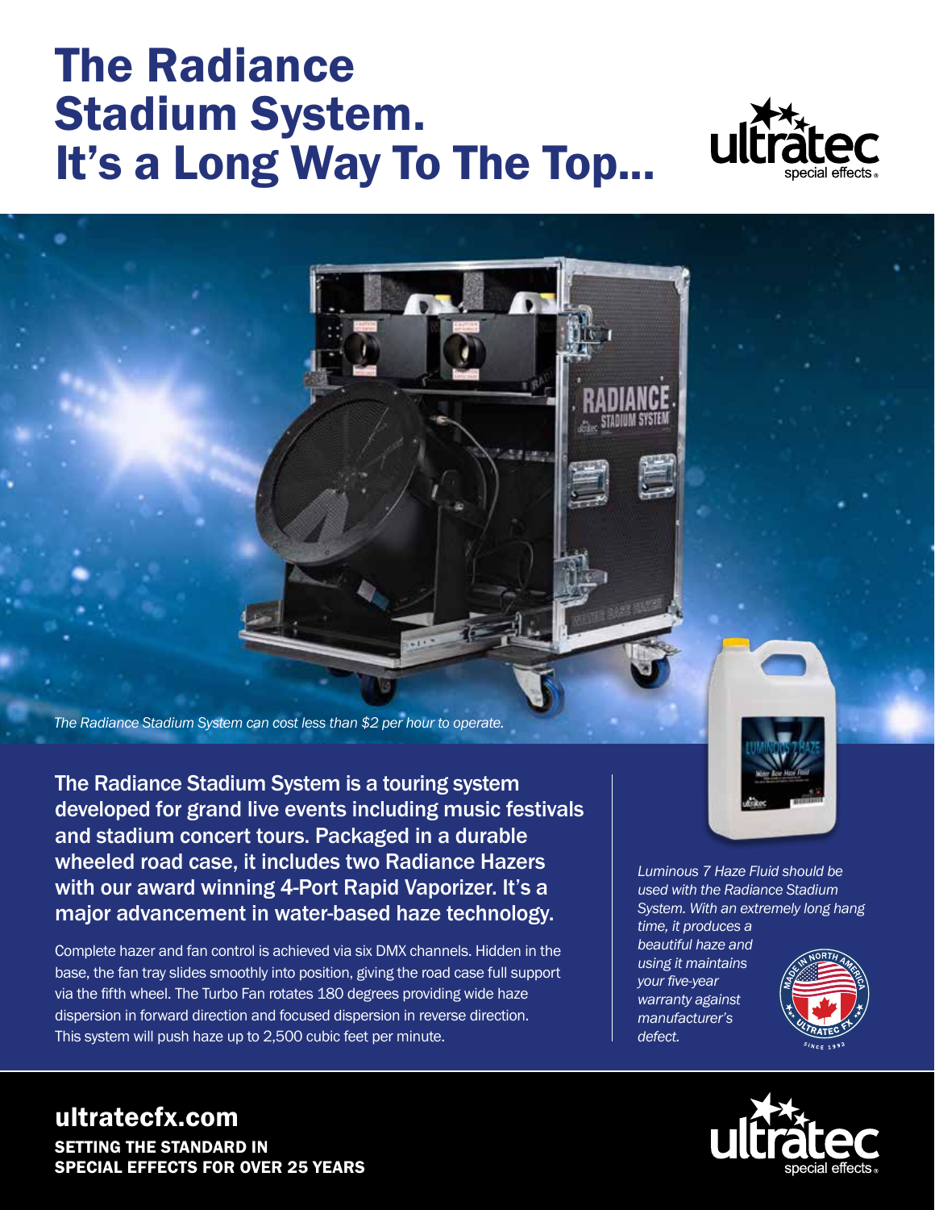# The Radiance Stadium System. It's a Long Way To The Top...

*The Radiance Stadium System can cost less than $2 per hour to operate.*

**The Radiance Stadium System is a touring system developed for grand live events including music festivals and stadium concert tours. Packaged in a durable wheeled road case, it includes two Radiance Hazers with our award winning 4-Port Rapid Vaporizer. It's a major advancement in water-based haze technology.**

Complete hazer and fan control is achieved via six DMX channels. Hidden in the base, the fan tray slides smoothly into position, giving the road case full support via the fifth wheel. The Turbo Fan rotates 180 degrees providing wide haze dispersion in forward direction and focused dispersion in reverse direction. This system will push haze up to 2,500 cubic feet per minute.

*Luminous 7 Haze Fluid should be used with the Radiance Stadium System. With an extremely long hang time, it produces a beautiful haze and using it maintains your five-year warranty against manufacturer's defect.*

## ultratecfx.com

**SETTING THE STANDARD IN SPECIAL EFFECTS FOR OVER 25 YEARS**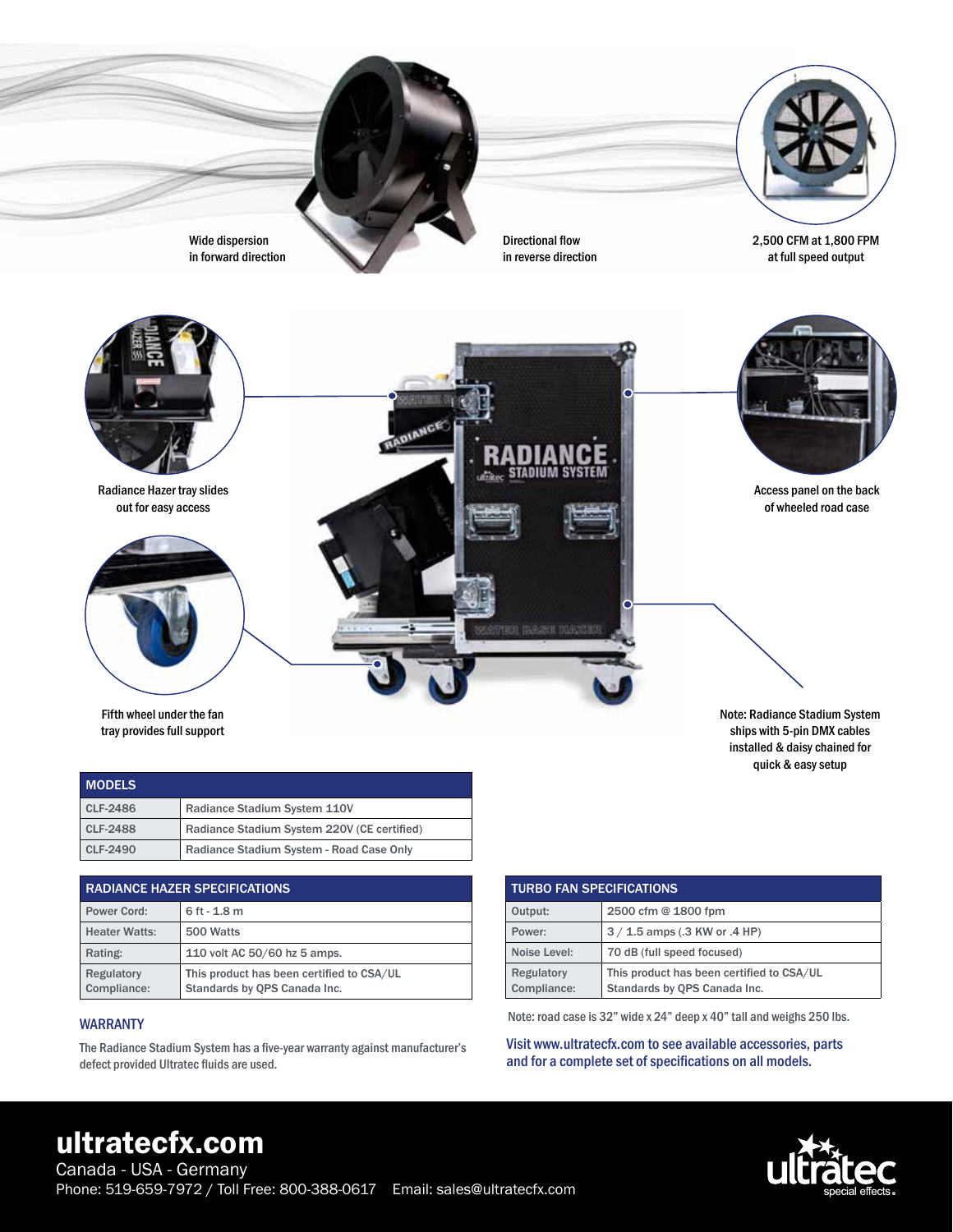Wide dispersion in forward direction

Directional flow in reverse direction

2,500 CFM at 1,800 FPM at full speed output

Radiance Hazer tray slides out for easy access

Access panel on the back of wheeled road case

Fifth wheel under the fan tray provides full support

Note: Radiance Stadium System ships with 5-pin DMX cables installed & daisy chained for quick & easy setup

| MODELS | |
|---|---|
| CLF-2486 | Radiance Stadium System 110V |
| CLF-2488 | Radiance Stadium System 220V (CE certified) |
| CLF-2490 | Radiance Stadium System - Road Case Only |

| RADIANCE HAZER SPECIFICATIONS | |
|---|---|
| Power Cord: | 6 ft - 1.8 m |
| Heater Watts: | 500 Watts |
| Rating: | 110 volt AC 50/60 hz 5 amps. |
| Regulatory Compliance: | This product has been certified to CSA/UL Standards by QPS Canada Inc. |

| TURBO FAN SPECIFICATIONS | |
|---|---|
| Output: | 2500 cfm @ 1800 fpm |
| Power: | 3 / 1.5 amps (.3 KW or .4 HP) |
| Noise Level: | 70 dB (full speed focused) |
| Regulatory Compliance: | This product has been certified to CSA/UL Standards by QPS Canada Inc. |

Note: road case is 32" wide x 24" deep x 40" tall and weighs 250 lbs.

## WARRANTY

The Radiance Stadium System has a five-year warranty against manufacturer's defect provided Ultratec fluids are used.

Visit www.ultratecfx.com to see available accessories, parts and for a complete set of specifications on all models.

**ultratecfx.com**

Canada - USA - Germany

Phone: 519-659-7972 / Toll Free: 800-388-0617  Email: sales@ultratecfx.com

ultratec special effects